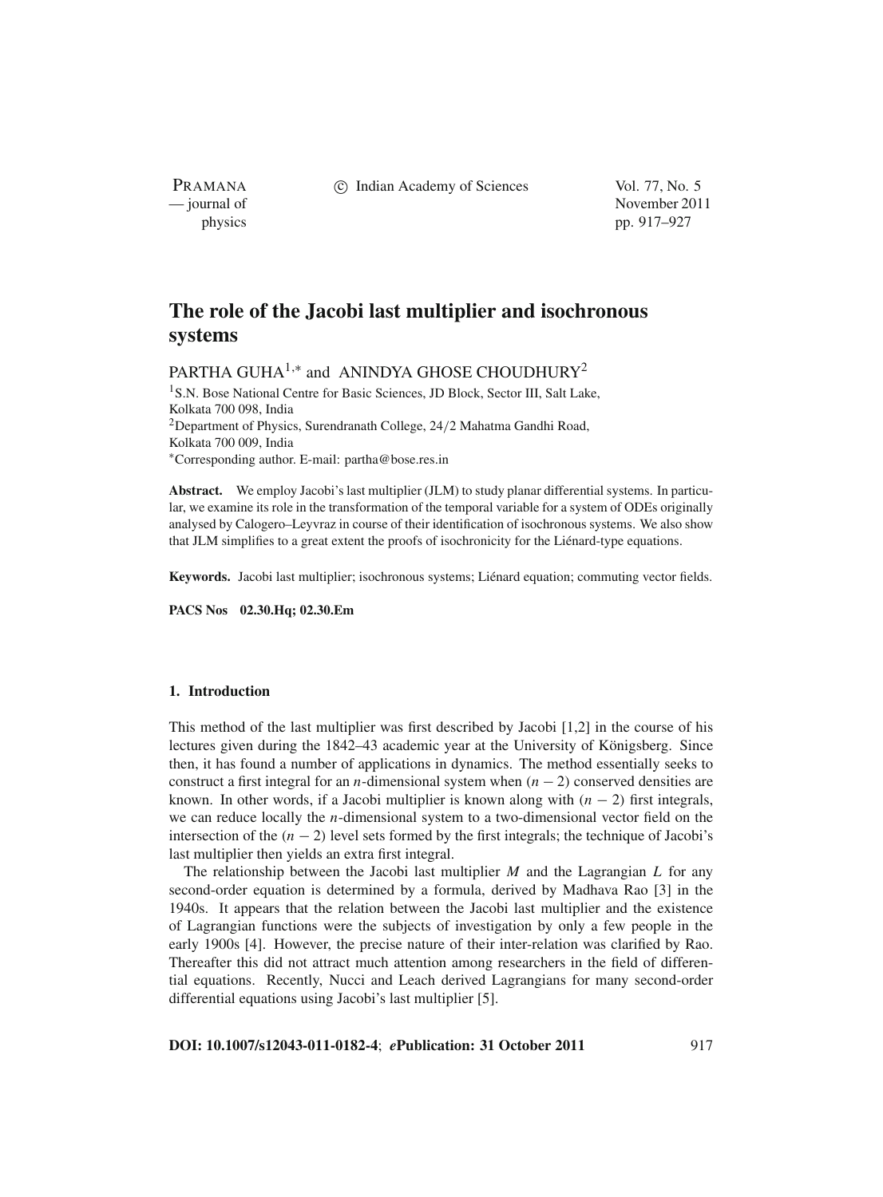# The role of the Jacobi last multiplier and isochronous systems

PARTHA GUHA[1,*] and ANINDYA GHOSE CHOUDHURY[2]

[1]S.N. Bose National Centre for Basic Sciences, JD Block, Sector III, Salt Lake, Kolkata 700 098, India
[2]Department of Physics, Surendranath College, 24/2 Mahatma Gandhi Road, Kolkata 700 009, India
[*]Corresponding author. E-mail: partha@bose.res.in

**Abstract.** We employ Jacobi's last multiplier (JLM) to study planar differential systems. In particular, we examine its role in the transformation of the temporal variable for a system of ODEs originally analysed by Calogero–Leyvraz in course of their identification of isochronous systems. We also show that JLM simplifies to a great extent the proofs of isochronicity for the Liénard-type equations.

**Keywords.** Jacobi last multiplier; isochronous systems; Liénard equation; commuting vector fields.

**PACS Nos** 02.30.Hq; 02.30.Em

## 1. Introduction

This method of the last multiplier was first described by Jacobi [1,2] in the course of his lectures given during the 1842–43 academic year at the University of Königsberg. Since then, it has found a number of applications in dynamics. The method essentially seeks to construct a first integral for an $n$-dimensional system when $(n - 2)$ conserved densities are known. In other words, if a Jacobi multiplier is known along with $(n - 2)$ first integrals, we can reduce locally the $n$-dimensional system to a two-dimensional vector field on the intersection of the $(n - 2)$ level sets formed by the first integrals; the technique of Jacobi's last multiplier then yields an extra first integral.

The relationship between the Jacobi last multiplier $M$ and the Lagrangian $L$ for any second-order equation is determined by a formula, derived by Madhava Rao [3] in the 1940s. It appears that the relation between the Jacobi last multiplier and the existence of Lagrangian functions were the subjects of investigation by only a few people in the early 1900s [4]. However, the precise nature of their inter-relation was clarified by Rao. Thereafter this did not attract much attention among researchers in the field of differential equations. Recently, Nucci and Leach derived Lagrangians for many second-order differential equations using Jacobi's last multiplier [5].

**DOI: 10.1007/s12043-011-0182-4**; ***e*Publication: 31 October 2011**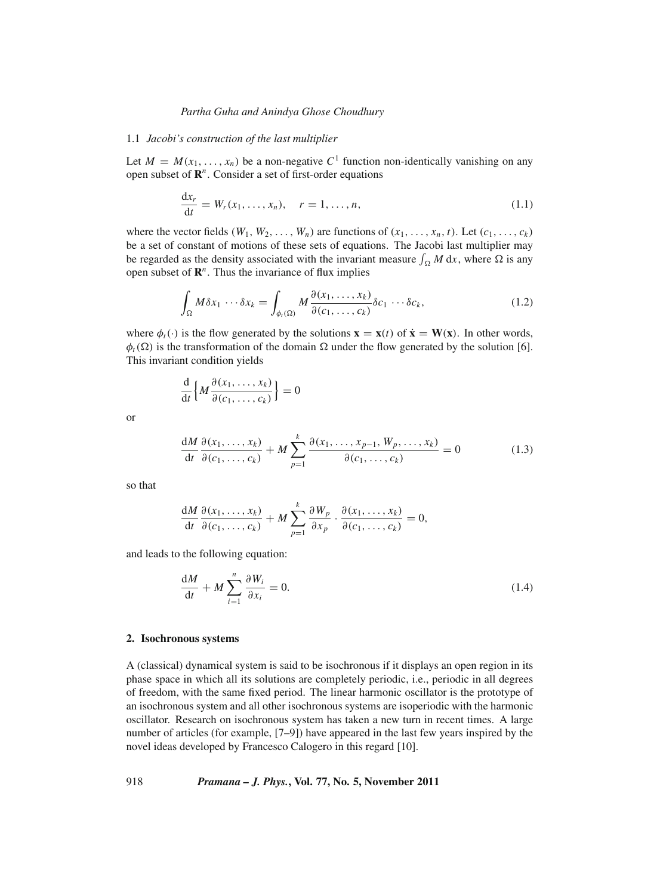### 1.1 *Jacobi's construction of the last multiplier*

Let $M = M(x_1, \ldots, x_n)$ be a non-negative $C^1$ function non-identically vanishing on any open subset of $\mathbf{R}^n$. Consider a set of first-order equations

$$\frac{\mathrm{d}x_r}{\mathrm{d}t} = W_r(x_1, \ldots, x_n), \quad r = 1, \ldots, n, \tag{1.1}$$

where the vector fields $(W_1, W_2, \ldots, W_n)$ are functions of $(x_1, \ldots, x_n, t)$. Let $(c_1, \ldots, c_k)$ be a set of constant of motions of these sets of equations. The Jacobi last multiplier may be regarded as the density associated with the invariant measure $\int_\Omega M \, \mathrm{d}x$, where $\Omega$ is any open subset of $\mathbf{R}^n$. Thus the invariance of flux implies

$$\int_\Omega M \delta x_1 \cdots \delta x_k = \int_{\phi_t(\Omega)} M \frac{\partial(x_1, \ldots, x_k)}{\partial(c_1, \ldots, c_k)} \delta c_1 \cdots \delta c_k, \tag{1.2}$$

where $\phi_t(\cdot)$ is the flow generated by the solutions $\mathbf{x} = \mathbf{x}(t)$ of $\dot{\mathbf{x}} = \mathbf{W}(\mathbf{x})$. In other words, $\phi_t(\Omega)$ is the transformation of the domain $\Omega$ under the flow generated by the solution [6]. This invariant condition yields

$$\frac{\mathrm{d}}{\mathrm{d}t}\left\{ M \frac{\partial(x_1, \ldots, x_k)}{\partial(c_1, \ldots, c_k)} \right\} = 0$$

or

$$\frac{\mathrm{d}M}{\mathrm{d}t} \frac{\partial(x_1, \ldots, x_k)}{\partial(c_1, \ldots, c_k)} + M \sum_{p=1}^{k} \frac{\partial(x_1, \ldots, x_{p-1}, W_p, \ldots, x_k)}{\partial(c_1, \ldots, c_k)} = 0 \tag{1.3}$$

so that

$$\frac{\mathrm{d}M}{\mathrm{d}t} \frac{\partial(x_1, \ldots, x_k)}{\partial(c_1, \ldots, c_k)} + M \sum_{p=1}^{k} \frac{\partial W_p}{\partial x_p} \cdot \frac{\partial(x_1, \ldots, x_k)}{\partial(c_1, \ldots, c_k)} = 0,$$

and leads to the following equation:

$$\frac{\mathrm{d}M}{\mathrm{d}t} + M \sum_{i=1}^{n} \frac{\partial W_i}{\partial x_i} = 0. \tag{1.4}$$

## 2. Isochronous systems

A (classical) dynamical system is said to be isochronous if it displays an open region in its phase space in which all its solutions are completely periodic, i.e., periodic in all degrees of freedom, with the same fixed period. The linear harmonic oscillator is the prototype of an isochronous system and all other isochronous systems are isoperiodic with the harmonic oscillator. Research on isochronous system has taken a new turn in recent times. A large number of articles (for example, [7–9]) have appeared in the last few years inspired by the novel ideas developed by Francesco Calogero in this regard [10].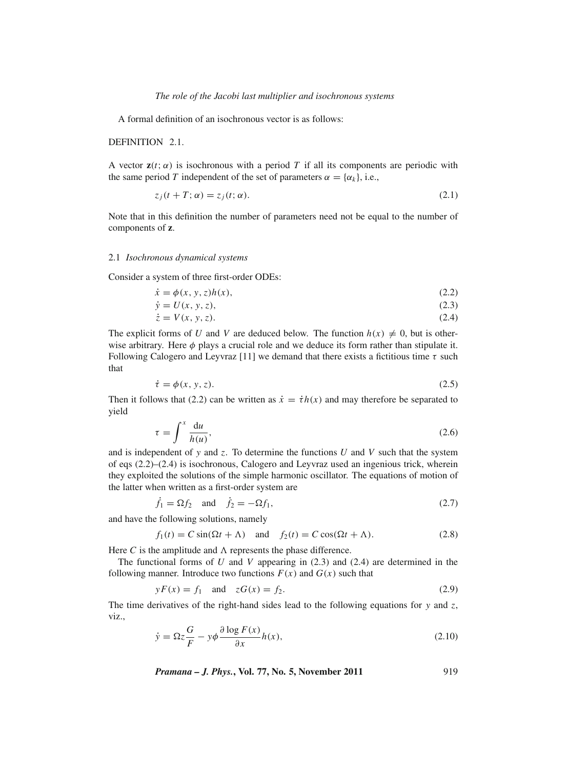A formal definition of an isochronous vector is as follows:

DEFINITION 2.1.

A vector $\mathbf{z}(t; \alpha)$ is isochronous with a period $T$ if all its components are periodic with the same period $T$ independent of the set of parameters $\alpha = \{\alpha_k\}$, i.e.,

$$z_j(t + T; \alpha) = z_j(t; \alpha). \tag{2.1}$$

Note that in this definition the number of parameters need not be equal to the number of components of $\mathbf{z}$.

### 2.1 *Isochronous dynamical systems*

Consider a system of three first-order ODEs:

$$\dot{x} = \phi(x, y, z)h(x), \tag{2.2}$$

$$\dot{y} = U(x, y, z), \tag{2.3}$$

$$\dot{z} = V(x, y, z). \tag{2.4}$$

The explicit forms of $U$ and $V$ are deduced below. The function $h(x) \neq 0$, but is otherwise arbitrary. Here $\phi$ plays a crucial role and we deduce its form rather than stipulate it. Following Calogero and Leyvraz [11] we demand that there exists a fictitious time $\tau$ such that

$$\dot{\tau} = \phi(x, y, z). \tag{2.5}$$

Then it follows that (2.2) can be written as $\dot{x} = \dot{\tau}h(x)$ and may therefore be separated to yield

$$\tau = \int^x \frac{\mathrm{d}u}{h(u)}, \tag{2.6}$$

and is independent of $y$ and $z$. To determine the functions $U$ and $V$ such that the system of eqs (2.2)–(2.4) is isochronous, Calogero and Leyvraz used an ingenious trick, wherein they exploited the solutions of the simple harmonic oscillator. The equations of motion of the latter when written as a first-order system are

$$\dot{f}_1 = \Omega f_2 \quad \text{and} \quad \dot{f}_2 = -\Omega f_1, \tag{2.7}$$

and have the following solutions, namely

$$f_1(t) = C\sin(\Omega t + \Lambda) \quad \text{and} \quad f_2(t) = C\cos(\Omega t + \Lambda). \tag{2.8}$$

Here $C$ is the amplitude and $\Lambda$ represents the phase difference.

The functional forms of $U$ and $V$ appearing in (2.3) and (2.4) are determined in the following manner. Introduce two functions $F(x)$ and $G(x)$ such that

$$yF(x) = f_1 \quad \text{and} \quad zG(x) = f_2. \tag{2.9}$$

The time derivatives of the right-hand sides lead to the following equations for $y$ and $z$, viz.,

$$\dot{y} = \Omega z\frac{G}{F} - y\phi\frac{\partial \log F(x)}{\partial x}h(x), \tag{2.10}$$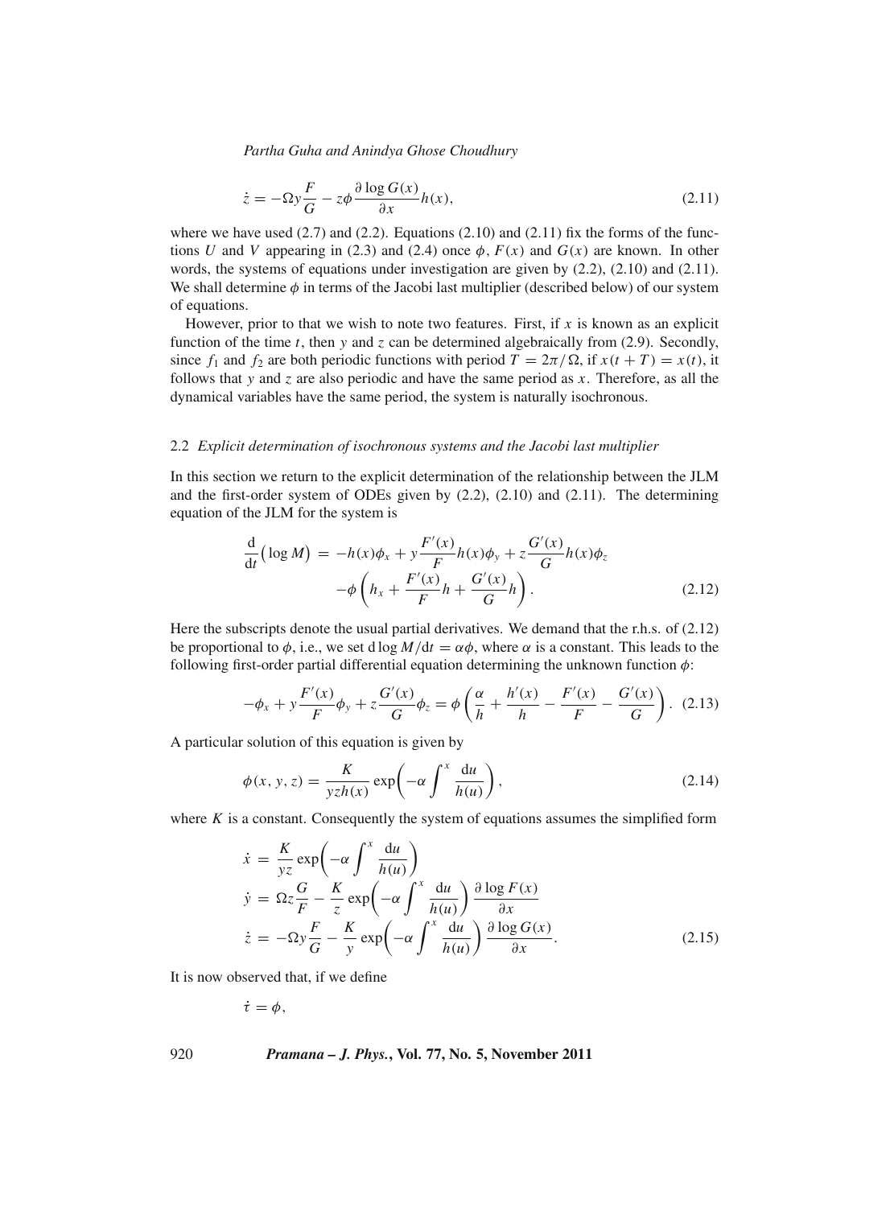$$\dot{z} = -\Omega y \frac{F}{G} - z\phi \frac{\partial \log G(x)}{\partial x} h(x), \tag{2.11}$$

where we have used (2.7) and (2.2). Equations (2.10) and (2.11) fix the forms of the functions $U$ and $V$ appearing in (2.3) and (2.4) once $\phi$, $F(x)$ and $G(x)$ are known. In other words, the systems of equations under investigation are given by (2.2), (2.10) and (2.11). We shall determine $\phi$ in terms of the Jacobi last multiplier (described below) of our system of equations.

However, prior to that we wish to note two features. First, if $x$ is known as an explicit function of the time $t$, then $y$ and $z$ can be determined algebraically from (2.9). Secondly, since $f_1$ and $f_2$ are both periodic functions with period $T = 2\pi/\Omega$, if $x(t+T) = x(t)$, it follows that $y$ and $z$ are also periodic and have the same period as $x$. Therefore, as all the dynamical variables have the same period, the system is naturally isochronous.

### 2.2 *Explicit determination of isochronous systems and the Jacobi last multiplier*

In this section we return to the explicit determination of the relationship between the JLM and the first-order system of ODEs given by (2.2), (2.10) and (2.11). The determining equation of the JLM for the system is

$$\begin{aligned}\frac{\mathrm{d}}{\mathrm{d}t}\big(\log M\big) &= -h(x)\phi_x + y\frac{F'(x)}{F}h(x)\phi_y + z\frac{G'(x)}{G}h(x)\phi_z \\ &\quad -\phi\left(h_x + \frac{F'(x)}{F}h + \frac{G'(x)}{G}h\right).\end{aligned} \tag{2.12}$$

Here the subscripts denote the usual partial derivatives. We demand that the r.h.s. of (2.12) be proportional to $\phi$, i.e., we set $\mathrm{d}\log M/\mathrm{d}t = \alpha\phi$, where $\alpha$ is a constant. This leads to the following first-order partial differential equation determining the unknown function $\phi$:

$$-\phi_x + y\frac{F'(x)}{F}\phi_y + z\frac{G'(x)}{G}\phi_z = \phi\left(\frac{\alpha}{h} + \frac{h'(x)}{h} - \frac{F'(x)}{F} - \frac{G'(x)}{G}\right). \tag{2.13}$$

A particular solution of this equation is given by

$$\phi(x, y, z) = \frac{K}{yzh(x)}\exp\!\left(-\alpha\int^x \frac{\mathrm{d}u}{h(u)}\right), \tag{2.14}$$

where $K$ is a constant. Consequently the system of equations assumes the simplified form

$$\begin{aligned}\dot{x} &= \frac{K}{yz}\exp\!\left(-\alpha\int^x \frac{\mathrm{d}u}{h(u)}\right) \\ \dot{y} &= \Omega z\frac{G}{F} - \frac{K}{z}\exp\!\left(-\alpha\int^x \frac{\mathrm{d}u}{h(u)}\right)\frac{\partial \log F(x)}{\partial x} \\ \dot{z} &= -\Omega y\frac{F}{G} - \frac{K}{y}\exp\!\left(-\alpha\int^x \frac{\mathrm{d}u}{h(u)}\right)\frac{\partial \log G(x)}{\partial x}.\end{aligned} \tag{2.15}$$

It is now observed that, if we define

$$\dot{\tau} = \phi,$$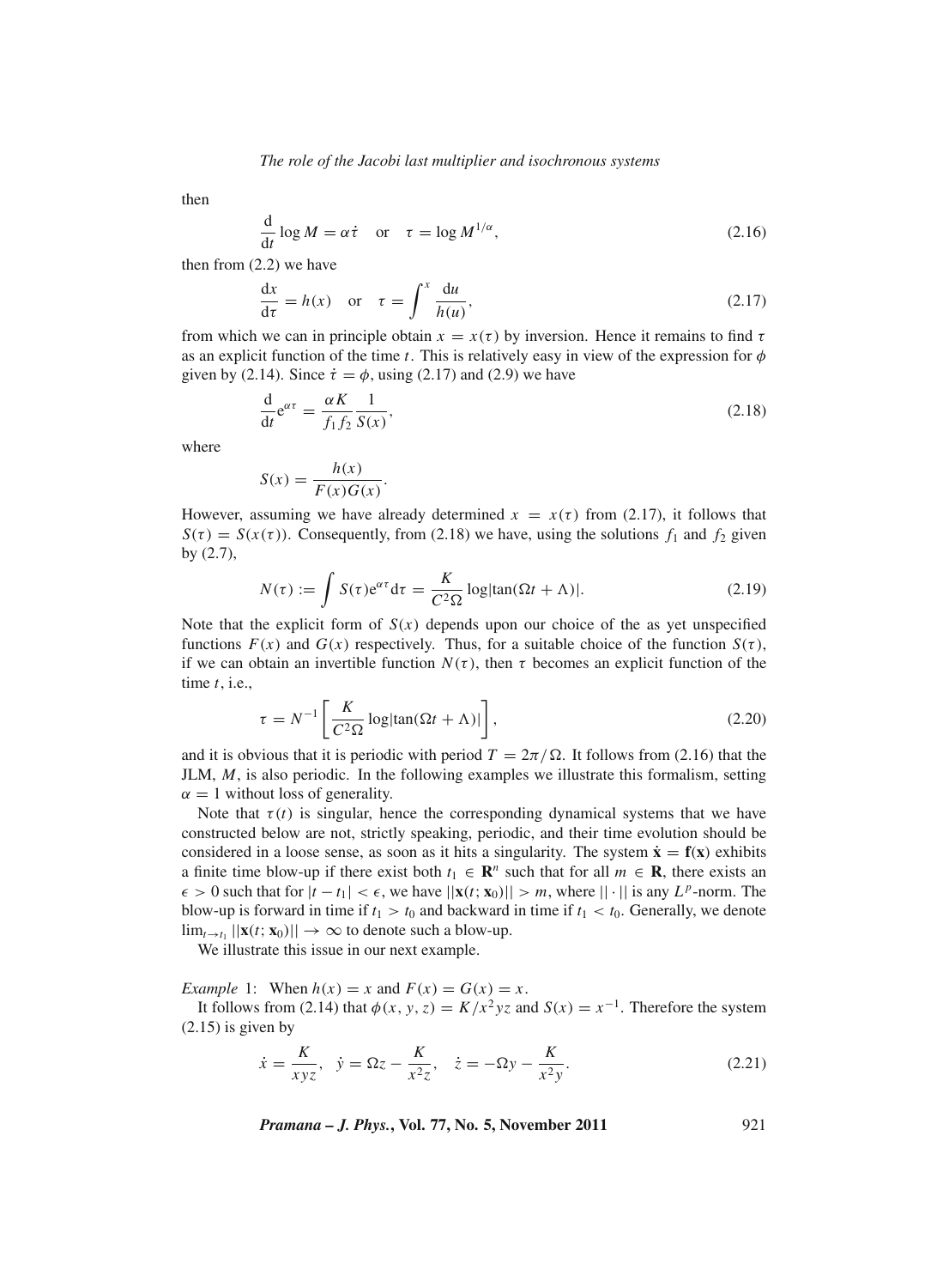then

$$\frac{\mathrm{d}}{\mathrm{d}t}\log M = \alpha\dot{\tau} \quad \text{or} \quad \tau = \log M^{1/\alpha}, \tag{2.16}$$

then from (2.2) we have

$$\frac{\mathrm{d}x}{\mathrm{d}\tau} = h(x) \quad \text{or} \quad \tau = \int^{x}\frac{\mathrm{d}u}{h(u)}, \tag{2.17}$$

from which we can in principle obtain $x = x(\tau)$ by inversion. Hence it remains to find $\tau$ as an explicit function of the time $t$. This is relatively easy in view of the expression for $\phi$ given by (2.14). Since $\dot{\tau} = \phi$, using (2.17) and (2.9) we have

$$\frac{\mathrm{d}}{\mathrm{d}t}\mathrm{e}^{\alpha\tau} = \frac{\alpha K}{f_1 f_2}\frac{1}{S(x)}, \tag{2.18}$$

where

$$S(x) = \frac{h(x)}{F(x)G(x)}.$$

However, assuming we have already determined $x = x(\tau)$ from (2.17), it follows that $S(\tau) = S(x(\tau))$. Consequently, from (2.18) we have, using the solutions $f_1$ and $f_2$ given by (2.7),

$$N(\tau) := \int S(\tau)\mathrm{e}^{\alpha\tau}\mathrm{d}\tau = \frac{K}{C^2\Omega}\log|\tan(\Omega t + \Lambda)|. \tag{2.19}$$

Note that the explicit form of $S(x)$ depends upon our choice of the as yet unspecified functions $F(x)$ and $G(x)$ respectively. Thus, for a suitable choice of the function $S(\tau)$, if we can obtain an invertible function $N(\tau)$, then $\tau$ becomes an explicit function of the time $t$, i.e.,

$$\tau = N^{-1}\left[\frac{K}{C^2\Omega}\log|\tan(\Omega t + \Lambda)|\right], \tag{2.20}$$

and it is obvious that it is periodic with period $T = 2\pi/\Omega$. It follows from (2.16) that the JLM, $M$, is also periodic. In the following examples we illustrate this formalism, setting $\alpha = 1$ without loss of generality.

Note that $\tau(t)$ is singular, hence the corresponding dynamical systems that we have constructed below are not, strictly speaking, periodic, and their time evolution should be considered in a loose sense, as soon as it hits a singularity. The system $\dot{\mathbf{x}} = \mathbf{f}(\mathbf{x})$ exhibits a finite time blow-up if there exist both $t_1 \in \mathbf{R}^n$ such that for all $m \in \mathbf{R}$, there exists an $\epsilon > 0$ such that for $|t - t_1| < \epsilon$, we have $||\mathbf{x}(t;\mathbf{x}_0)|| > m$, where $||\cdot||$ is any $L^p$-norm. The blow-up is forward in time if $t_1 > t_0$ and backward in time if $t_1 < t_0$. Generally, we denote $\lim_{t\to t_1}||\mathbf{x}(t;\mathbf{x}_0)|| \to \infty$ to denote such a blow-up.

We illustrate this issue in our next example.

*Example* 1: When $h(x) = x$ and $F(x) = G(x) = x$.

It follows from (2.14) that $\phi(x, y, z) = K/x^2yz$ and $S(x) = x^{-1}$. Therefore the system (2.15) is given by

$$\dot{x} = \frac{K}{xyz}, \quad \dot{y} = \Omega z - \frac{K}{x^2 z}, \quad \dot{z} = -\Omega y - \frac{K}{x^2 y}. \tag{2.21}$$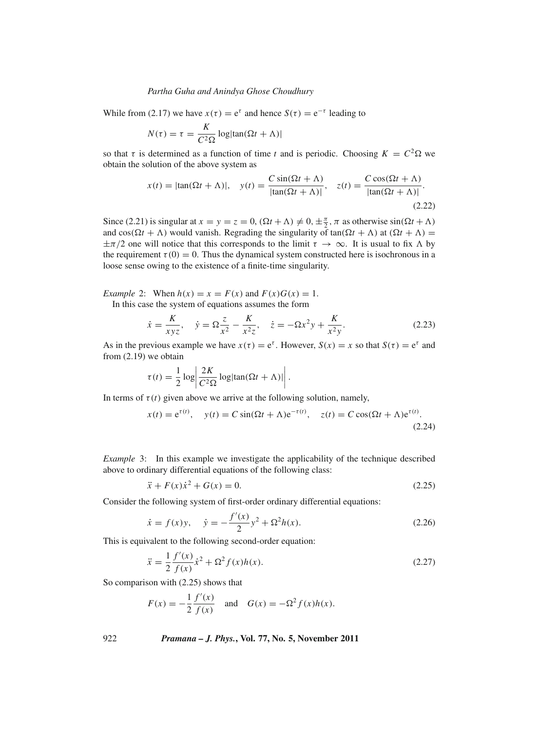While from (2.17) we have $x(\tau) = e^{\tau}$ and hence $S(\tau) = e^{-\tau}$ leading to

$$N(\tau) = \tau = \frac{K}{C^2\Omega} \log|\tan(\Omega t + \Lambda)|$$

so that $\tau$ is determined as a function of time $t$ and is periodic. Choosing $K = C^2\Omega$ we obtain the solution of the above system as

$$x(t) = |\tan(\Omega t + \Lambda)|, \quad y(t) = \frac{C \sin(\Omega t + \Lambda)}{|\tan(\Omega t + \Lambda)|}, \quad z(t) = \frac{C \cos(\Omega t + \Lambda)}{|\tan(\Omega t + \Lambda)|}. \tag{2.22}$$

Since (2.21) is singular at $x = y = z = 0$, $(\Omega t + \Lambda) \neq 0, \pm\frac{\pi}{2}, \pi$ as otherwise $\sin(\Omega t + \Lambda)$ and $\cos(\Omega t + \Lambda)$ would vanish. Regrading the singularity of $\tan(\Omega t + \Lambda)$ at $(\Omega t + \Lambda) = \pm\pi/2$ one will notice that this corresponds to the limit $\tau \to \infty$. It is usual to fix $\Lambda$ by the requirement $\tau(0) = 0$. Thus the dynamical system constructed here is isochronous in a loose sense owing to the existence of a finite-time singularity.

*Example* 2: When $h(x) = x = F(x)$ and $F(x)G(x) = 1$.

In this case the system of equations assumes the form

$$\dot{x} = \frac{K}{xyz}, \quad \dot{y} = \Omega\frac{z}{x^2} - \frac{K}{x^2 z}, \quad \dot{z} = -\Omega x^2 y + \frac{K}{x^2 y}. \tag{2.23}$$

As in the previous example we have $x(\tau) = e^{\tau}$. However, $S(x) = x$ so that $S(\tau) = e^{\tau}$ and from (2.19) we obtain

$$\tau(t) = \frac{1}{2} \log\left| \frac{2K}{C^2\Omega} \log|\tan(\Omega t + \Lambda)| \right|.$$

In terms of $\tau(t)$ given above we arrive at the following solution, namely,

$$x(t) = e^{\tau(t)}, \quad y(t) = C \sin(\Omega t + \Lambda)e^{-\tau(t)}, \quad z(t) = C \cos(\Omega t + \Lambda)e^{\tau(t)}. \tag{2.24}$$

*Example* 3: In this example we investigate the applicability of the technique described above to ordinary differential equations of the following class:

$$\ddot{x} + F(x)\dot{x}^2 + G(x) = 0. \tag{2.25}$$

Consider the following system of first-order ordinary differential equations:

$$\dot{x} = f(x)y, \quad \dot{y} = -\frac{f'(x)}{2} y^2 + \Omega^2 h(x). \tag{2.26}$$

This is equivalent to the following second-order equation:

$$\ddot{x} = \frac{1}{2}\frac{f'(x)}{f(x)}\dot{x}^2 + \Omega^2 f(x)h(x). \tag{2.27}$$

So comparison with (2.25) shows that

$$F(x) = -\frac{1}{2}\frac{f'(x)}{f(x)} \quad \text{and} \quad G(x) = -\Omega^2 f(x)h(x).$$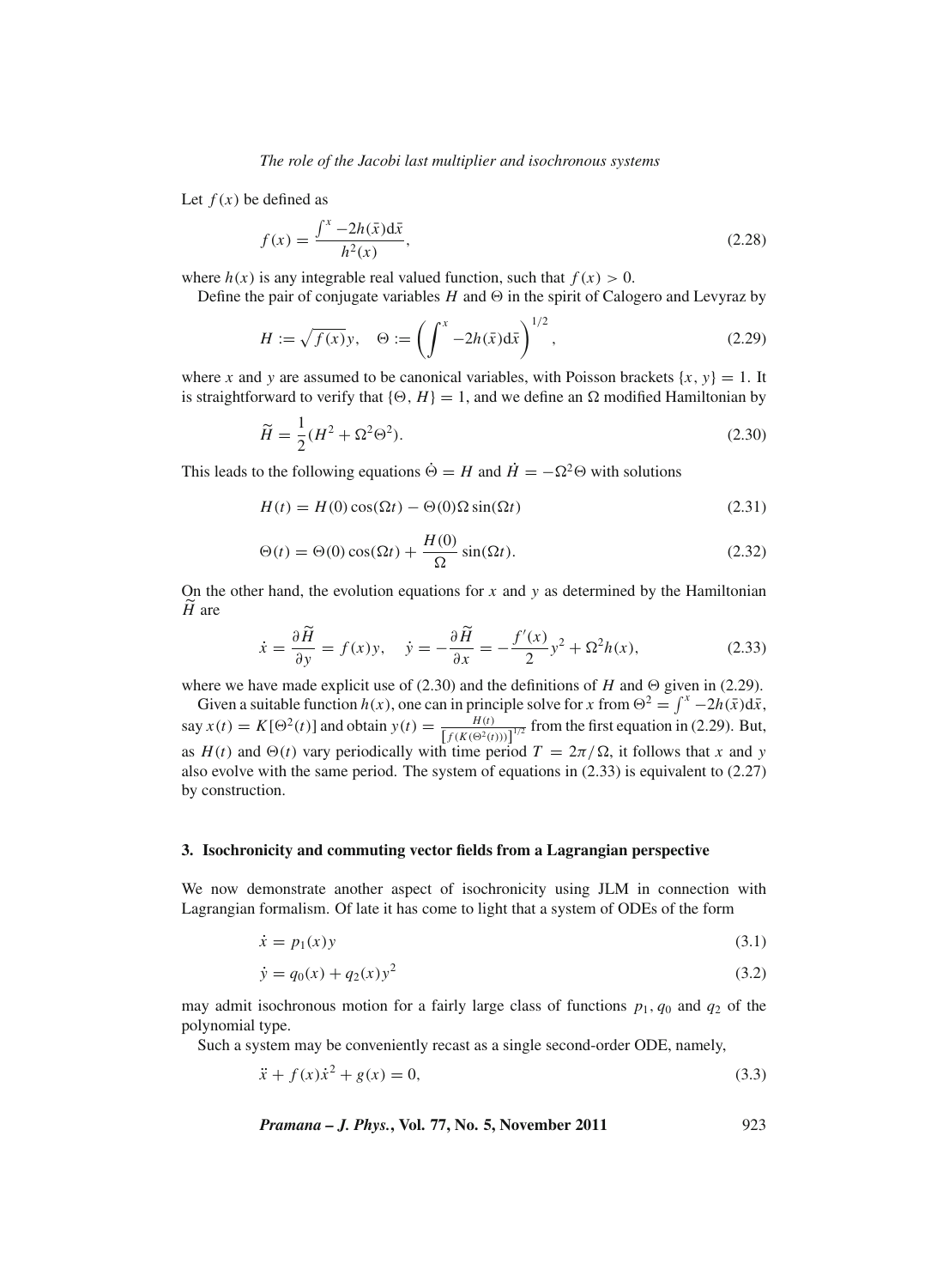Let $f(x)$ be defined as

$$f(x) = \frac{\int^x -2h(\bar{x})\mathrm{d}\bar{x}}{h^2(x)}, \tag{2.28}$$

where $h(x)$ is any integrable real valued function, such that $f(x) > 0$.

Define the pair of conjugate variables $H$ and $\Theta$ in the spirit of Calogero and Levyraz by

$$H := \sqrt{f(x)}y, \quad \Theta := \left(\int^x -2h(\bar{x})\mathrm{d}\bar{x}\right)^{1/2}, \tag{2.29}$$

where $x$ and $y$ are assumed to be canonical variables, with Poisson brackets $\{x, y\} = 1$. It is straightforward to verify that $\{\Theta, H\} = 1$, and we define an $\Omega$ modified Hamiltonian by

$$\widetilde{H} = \frac{1}{2}(H^2 + \Omega^2\Theta^2). \tag{2.30}$$

This leads to the following equations $\dot{\Theta} = H$ and $\dot{H} = -\Omega^2\Theta$ with solutions

$$H(t) = H(0)\cos(\Omega t) - \Theta(0)\Omega\sin(\Omega t) \tag{2.31}$$

$$\Theta(t) = \Theta(0)\cos(\Omega t) + \frac{H(0)}{\Omega}\sin(\Omega t). \tag{2.32}$$

On the other hand, the evolution equations for $x$ and $y$ as determined by the Hamiltonian $\widetilde{H}$ are

$$\dot{x} = \frac{\partial \widetilde{H}}{\partial y} = f(x)y, \quad \dot{y} = -\frac{\partial \widetilde{H}}{\partial x} = -\frac{f'(x)}{2}y^2 + \Omega^2 h(x), \tag{2.33}$$

where we have made explicit use of (2.30) and the definitions of $H$ and $\Theta$ given in (2.29).

Given a suitable function $h(x)$, one can in principle solve for $x$ from $\Theta^2 = \int^x -2h(\bar{x})\mathrm{d}\bar{x}$, say $x(t) = K[\Theta^2(t)]$ and obtain $y(t) = \frac{H(t)}{\left[f(K(\Theta^2(t)))\right]^{1/2}}$ from the first equation in (2.29). But, as $H(t)$ and $\Theta(t)$ vary periodically with time period $T = 2\pi/\Omega$, it follows that $x$ and $y$ also evolve with the same period. The system of equations in (2.33) is equivalent to (2.27) by construction.

## 3. Isochronicity and commuting vector fields from a Lagrangian perspective

We now demonstrate another aspect of isochronicity using JLM in connection with Lagrangian formalism. Of late it has come to light that a system of ODEs of the form

$$\dot{x} = p_1(x)y \tag{3.1}$$

$$\dot{y} = q_0(x) + q_2(x)y^2 \tag{3.2}$$

may admit isochronous motion for a fairly large class of functions $p_1, q_0$ and $q_2$ of the polynomial type.

Such a system may be conveniently recast as a single second-order ODE, namely,

$$\ddot{x} + f(x)\dot{x}^2 + g(x) = 0, \tag{3.3}$$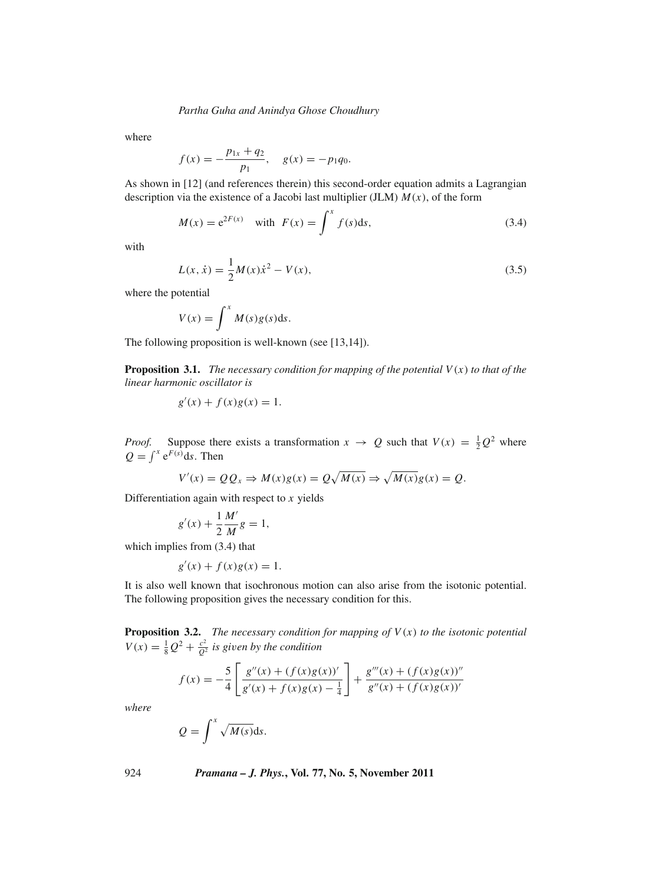where

$$f(x) = -\frac{p_{1x} + q_2}{p_1}, \quad g(x) = -p_1 q_0.$$

As shown in [12] (and references therein) this second-order equation admits a Lagrangian description via the existence of a Jacobi last multiplier (JLM) $M(x)$, of the form

$$M(x) = \mathrm{e}^{2F(x)} \quad \text{with} \quad F(x) = \int^x f(s)\mathrm{d}s, \tag{3.4}$$

with

$$L(x, \dot{x}) = \frac{1}{2} M(x)\dot{x}^2 - V(x), \tag{3.5}$$

where the potential

$$V(x) = \int^x M(s)g(s)\mathrm{d}s.$$

The following proposition is well-known (see [13,14]).

**Proposition 3.1.** *The necessary condition for mapping of the potential $V(x)$ to that of the linear harmonic oscillator is*

$$g'(x) + f(x)g(x) = 1.$$

*Proof.* Suppose there exists a transformation $x \to Q$ such that $V(x) = \frac{1}{2}Q^2$ where $Q = \int^x \mathrm{e}^{F(s)}\mathrm{d}s$. Then

$$V'(x) = QQ_x \Rightarrow M(x)g(x) = Q\sqrt{M(x)} \Rightarrow \sqrt{M(x)}g(x) = Q.$$

Differentiation again with respect to $x$ yields

$$g'(x) + \frac{1}{2}\frac{M'}{M}g = 1,$$

which implies from (3.4) that

$$g'(x) + f(x)g(x) = 1.$$

It is also well known that isochronous motion can also arise from the isotonic potential. The following proposition gives the necessary condition for this.

**Proposition 3.2.** *The necessary condition for mapping of $V(x)$ to the isotonic potential $V(x) = \frac{1}{8}Q^2 + \frac{c^2}{Q^2}$ is given by the condition*

$$f(x) = -\frac{5}{4}\left[\frac{g''(x) + (f(x)g(x))'}{g'(x) + f(x)g(x) - \frac{1}{4}}\right] + \frac{g'''(x) + (f(x)g(x))''}{g''(x) + (f(x)g(x))'}$$

*where*

$$Q = \int^x \sqrt{M(s)}\mathrm{d}s.$$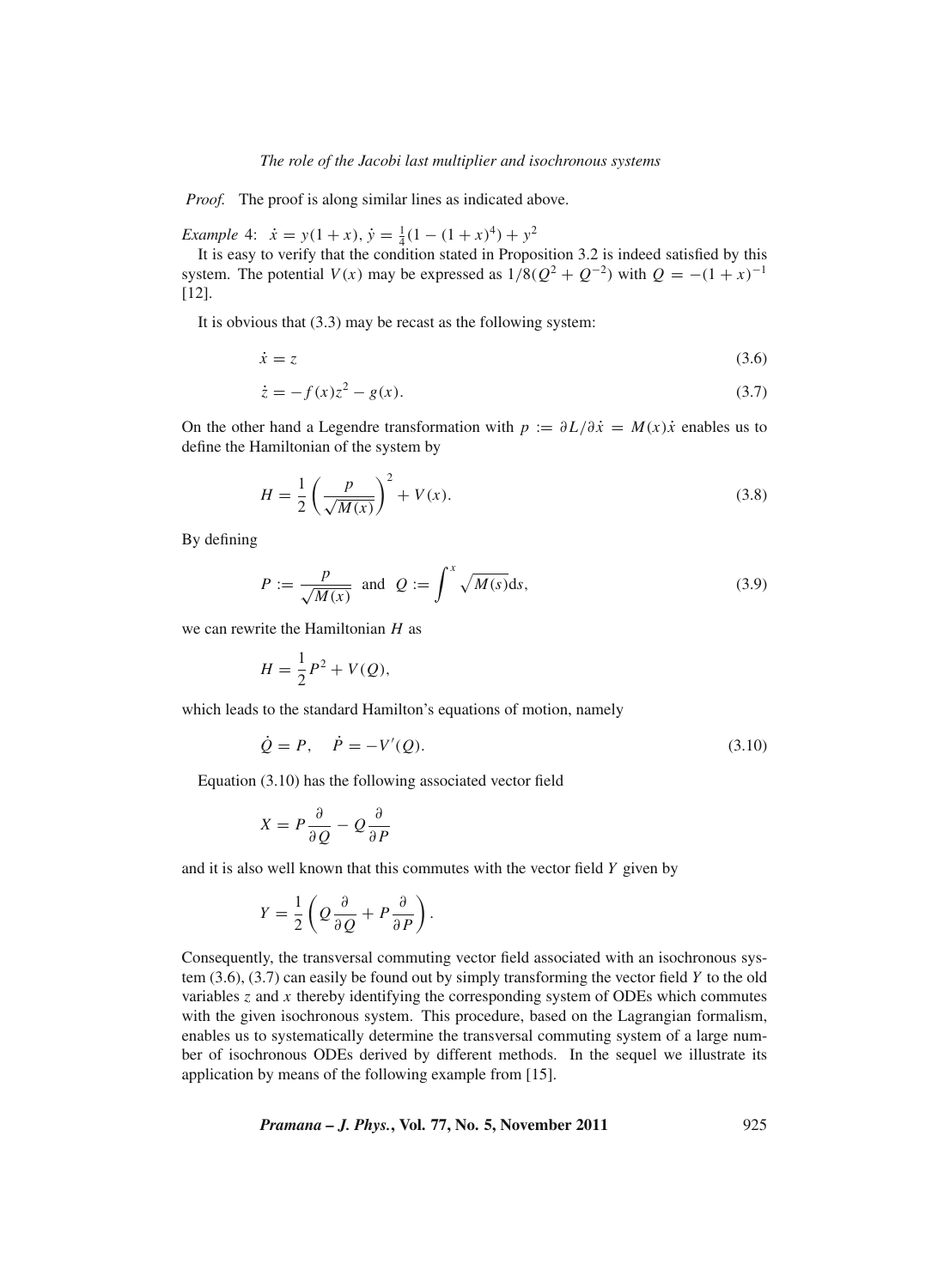*Proof.* The proof is along similar lines as indicated above.

*Example* 4: $\dot{x} = y(1+x)$, $\dot{y} = \frac{1}{4}(1-(1+x)^4) + y^2$

It is easy to verify that the condition stated in Proposition 3.2 is indeed satisfied by this system. The potential $V(x)$ may be expressed as $1/8(Q^2 + Q^{-2})$ with $Q = -(1+x)^{-1}$ [12].

It is obvious that (3.3) may be recast as the following system:

$$\dot{x} = z \tag{3.6}$$

$$\dot{z} = -f(x)z^2 - g(x). \tag{3.7}$$

On the other hand a Legendre transformation with $p := \partial L/\partial \dot{x} = M(x)\dot{x}$ enables us to define the Hamiltonian of the system by

$$H = \frac{1}{2}\left(\frac{p}{\sqrt{M(x)}}\right)^2 + V(x). \tag{3.8}$$

By defining

$$P := \frac{p}{\sqrt{M(x)}} \quad \text{and} \quad Q := \int^x \sqrt{M(s)}\mathrm{d}s, \tag{3.9}$$

we can rewrite the Hamiltonian $H$ as

$$H = \frac{1}{2}P^2 + V(Q),$$

which leads to the standard Hamilton's equations of motion, namely

$$\dot{Q} = P, \quad \dot{P} = -V'(Q). \tag{3.10}$$

Equation (3.10) has the following associated vector field

$$X = P\frac{\partial}{\partial Q} - Q\frac{\partial}{\partial P}$$

and it is also well known that this commutes with the vector field $Y$ given by

$$Y = \frac{1}{2}\left(Q\frac{\partial}{\partial Q} + P\frac{\partial}{\partial P}\right).$$

Consequently, the transversal commuting vector field associated with an isochronous system (3.6), (3.7) can easily be found out by simply transforming the vector field $Y$ to the old variables $z$ and $x$ thereby identifying the corresponding system of ODEs which commutes with the given isochronous system. This procedure, based on the Lagrangian formalism, enables us to systematically determine the transversal commuting system of a large number of isochronous ODEs derived by different methods. In the sequel we illustrate its application by means of the following example from [15].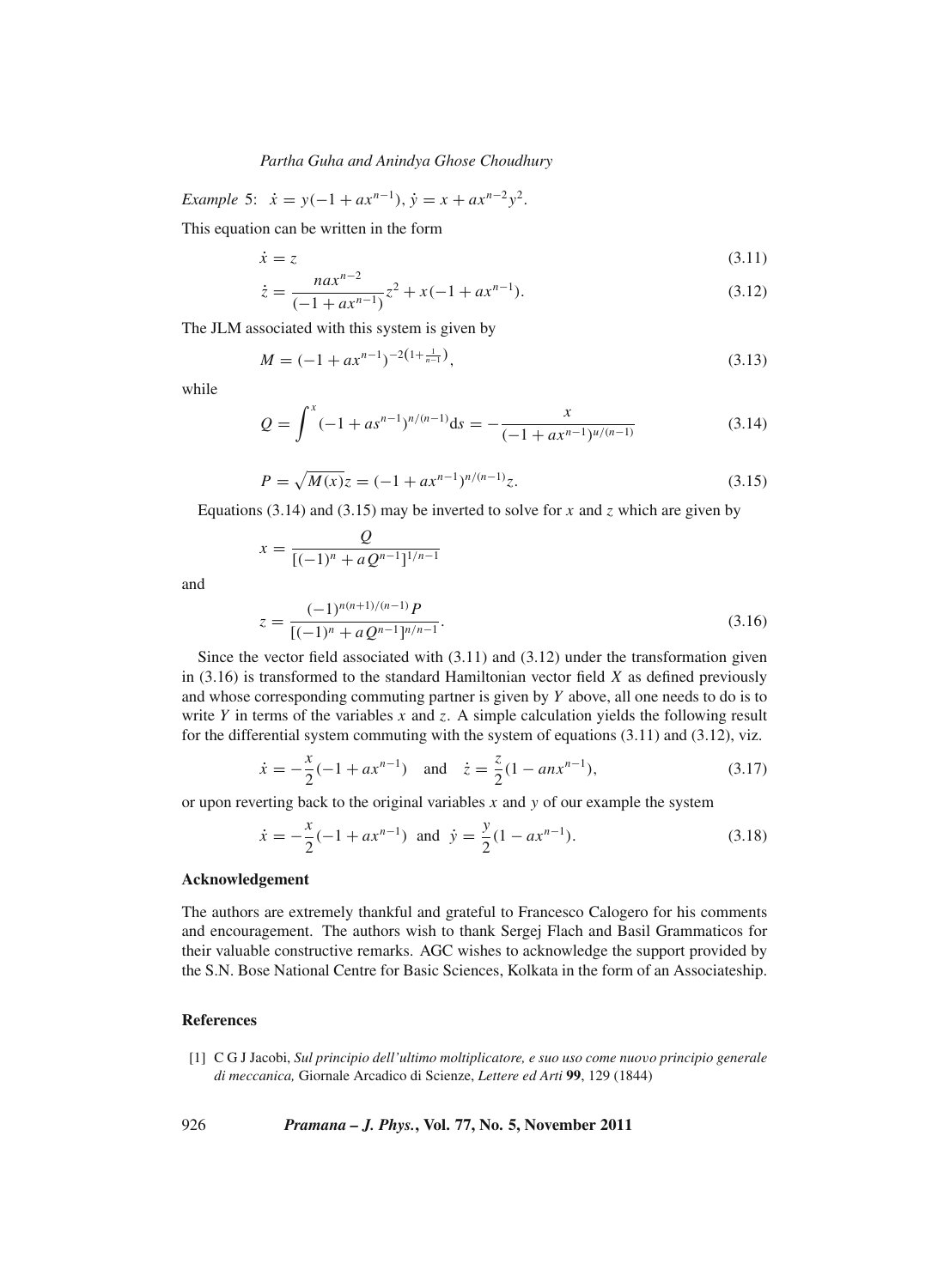*Example* 5: $\dot{x} = y(-1 + ax^{n-1}),\ \dot{y} = x + ax^{n-2}y^2$.

This equation can be written in the form

$$\dot{x} = z \tag{3.11}$$

$$\dot{z} = \frac{nax^{n-2}}{(-1 + ax^{n-1})}z^2 + x(-1 + ax^{n-1}). \tag{3.12}$$

The JLM associated with this system is given by

$$M = (-1 + ax^{n-1})^{-2\left(1+\frac{1}{n-1}\right)}, \tag{3.13}$$

while

$$Q = \int^x (-1 + as^{n-1})^{n/(n-1)}\mathrm{d}s = -\frac{x}{(-1 + ax^{n-1})^{u/(n-1)}} \tag{3.14}$$

$$P = \sqrt{M(x)}z = (-1 + ax^{n-1})^{n/(n-1)}z. \tag{3.15}$$

Equations (3.14) and (3.15) may be inverted to solve for $x$ and $z$ which are given by

$$x = \frac{Q}{[(-1)^n + aQ^{n-1}]^{1/n-1}}$$

and

$$z = \frac{(-1)^{n(n+1)/(n-1)}P}{[(-1)^n + aQ^{n-1}]^{n/n-1}}. \tag{3.16}$$

Since the vector field associated with (3.11) and (3.12) under the transformation given in (3.16) is transformed to the standard Hamiltonian vector field $X$ as defined previously and whose corresponding commuting partner is given by $Y$ above, all one needs to do is to write $Y$ in terms of the variables $x$ and $z$. A simple calculation yields the following result for the differential system commuting with the system of equations (3.11) and (3.12), viz.

$$\dot{x} = -\frac{x}{2}(-1 + ax^{n-1}) \quad \text{and} \quad \dot{z} = \frac{z}{2}(1 - anx^{n-1}), \tag{3.17}$$

or upon reverting back to the original variables $x$ and $y$ of our example the system

$$\dot{x} = -\frac{x}{2}(-1 + ax^{n-1}) \ \text{ and } \ \dot{y} = \frac{y}{2}(1 - ax^{n-1}). \tag{3.18}$$

### Acknowledgement

The authors are extremely thankful and grateful to Francesco Calogero for his comments and encouragement. The authors wish to thank Sergej Flach and Basil Grammaticos for their valuable constructive remarks. AGC wishes to acknowledge the support provided by the S.N. Bose National Centre for Basic Sciences, Kolkata in the form of an Associateship.

### References

[1] C G J Jacobi, *Sul principio dell'ultimo moltiplicatore, e suo uso come nuovo principio generale di meccanica,* Giornale Arcadico di Scienze, *Lettere ed Arti* **99**, 129 (1844)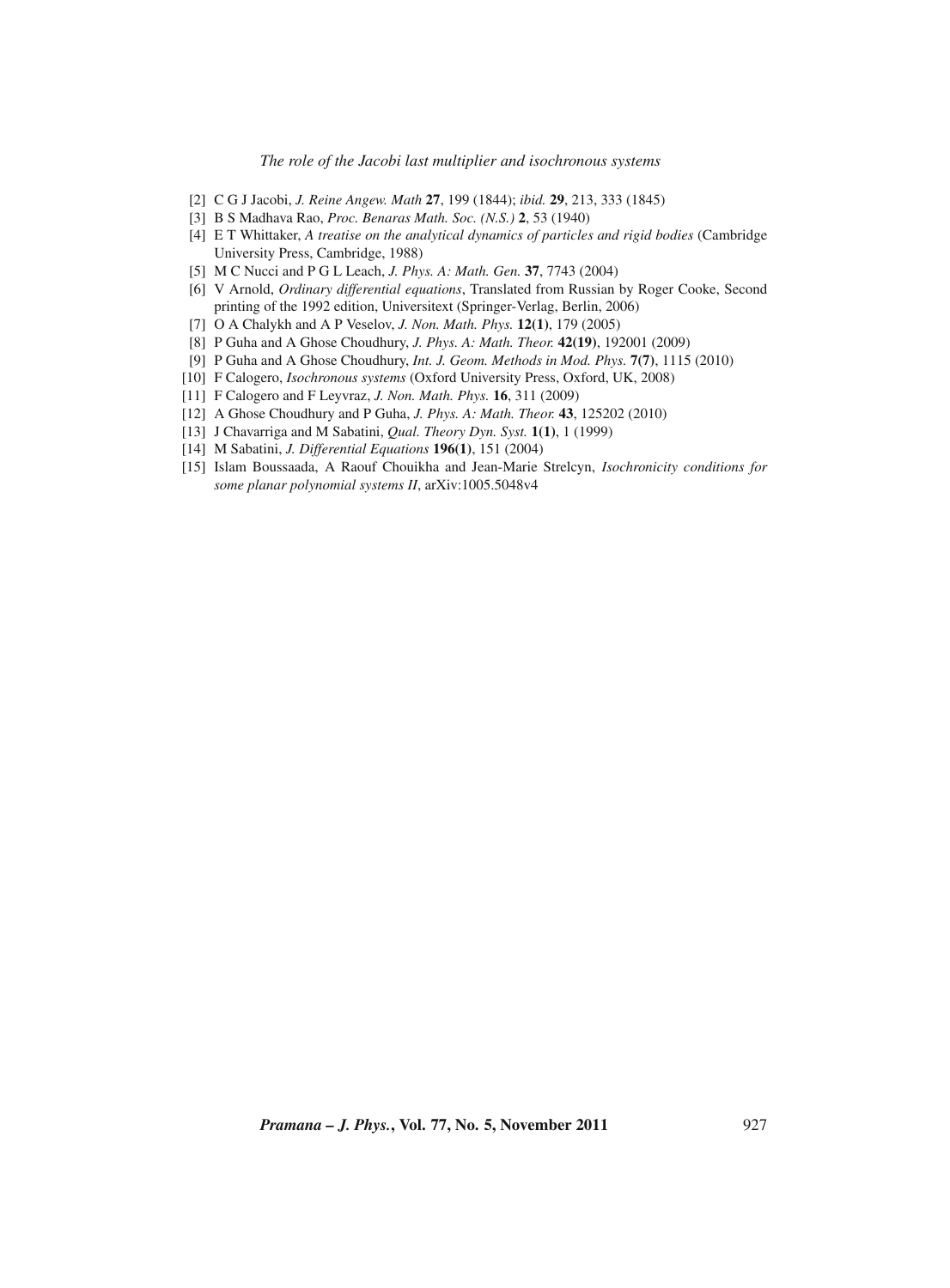[2] C G J Jacobi, *J. Reine Angew. Math* **27**, 199 (1844); *ibid.* **29**, 213, 333 (1845)

[3] B S Madhava Rao, *Proc. Benaras Math. Soc. (N.S.)* **2**, 53 (1940)

[4] E T Whittaker, *A treatise on the analytical dynamics of particles and rigid bodies* (Cambridge University Press, Cambridge, 1988)

[5] M C Nucci and P G L Leach, *J. Phys. A: Math. Gen.* **37**, 7743 (2004)

[6] V Arnold, *Ordinary differential equations*, Translated from Russian by Roger Cooke, Second printing of the 1992 edition, Universitext (Springer-Verlag, Berlin, 2006)

[7] O A Chalykh and A P Veselov, *J. Non. Math. Phys.* **12(1)**, 179 (2005)

[8] P Guha and A Ghose Choudhury, *J. Phys. A: Math. Theor.* **42(19)**, 192001 (2009)

[9] P Guha and A Ghose Choudhury, *Int. J. Geom. Methods in Mod. Phys.* **7(7)**, 1115 (2010)

[10] F Calogero, *Isochronous systems* (Oxford University Press, Oxford, UK, 2008)

[11] F Calogero and F Leyvraz, *J. Non. Math. Phys.* **16**, 311 (2009)

[12] A Ghose Choudhury and P Guha, *J. Phys. A: Math. Theor.* **43**, 125202 (2010)

[13] J Chavarriga and M Sabatini, *Qual. Theory Dyn. Syst.* **1(1)**, 1 (1999)

[14] M Sabatini, *J. Differential Equations* **196(1)**, 151 (2004)

[15] Islam Boussaada, A Raouf Chouikha and Jean-Marie Strelcyn, *Isochronicity conditions for some planar polynomial systems II*, arXiv:1005.5048v4